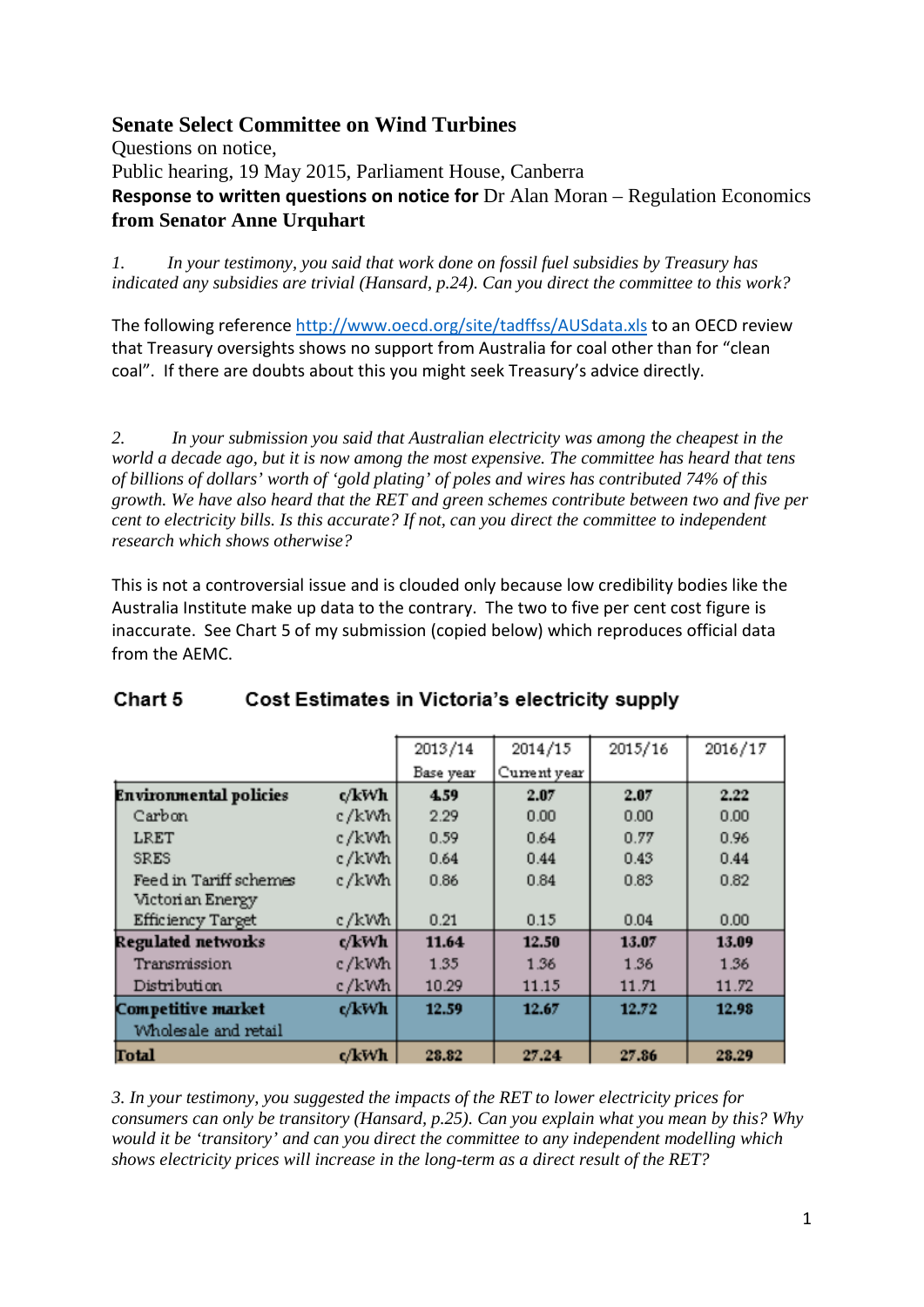# Senate Select Committee on Wind Turbines

Questions on notice,

Public hearing, 19 May 2015, Parliament House, Canberra

**Response to written questions on notice for** Dr Alan Moran – Regulation Economics **from Senator Anne Urquhart**

*1. In your testimony, you said that work done on fossil fuel subsidies by Treasury has indicated any subsidies are trivial (Hansard, p.24). Can you direct the committee to this work?*

The following reference http://www.oecd.org/site/tadffss/AUSdata.xls to an OECD review that Treasury oversights shows no support from Australia for coal other than for "clean coal". If there are doubts about this you might seek Treasury's advice directly.

*2. In your submission you said that Australian electricity was among the cheapest in the world a decade ago, but it is now among the most expensive. The committee has heard that tens of billions of dollars' worth of 'gold plating' of poles and wires has contributed 74% of this growth. We have also heard that the RET and green schemes contribute between two and five per cent to electricity bills. Is this accurate? If not, can you direct the committee to independent research which shows otherwise?*

This is not a controversial issue and is clouded only because low credibility bodies like the Australia Institute make up data to the contrary. The two to five per cent cost figure is inaccurate. See Chart 5 of my submission (copied below) which reproduces official data from the AEMC.

**Chart 5 Cost Estimates in Victoria's electricity supply**

| | | 2013/14 Base year | 2014/15 Current year | 2015/16 | 2016/17 |
|---|---|---|---|---|---|
| **Environmental policies** | **c/kWh** | **4.59** | **2.07** | **2.07** | **2.22** |
| Carbon | c/kWh | 2.29 | 0.00 | 0.00 | 0.00 |
| LRET | c/kWh | 0.59 | 0.64 | 0.77 | 0.96 |
| SRES | c/kWh | 0.64 | 0.44 | 0.43 | 0.44 |
| Feed in Tariff schemes | c/kWh | 0.86 | 0.84 | 0.83 | 0.82 |
| Victorian Energy Efficiency Target | c/kWh | 0.21 | 0.15 | 0.04 | 0.00 |
| **Regulated networks** | **c/kWh** | **11.64** | **12.50** | **13.07** | **13.09** |
| Transmission | c/kWh | 1.35 | 1.36 | 1.36 | 1.36 |
| Distribution | c/kWh | 10.29 | 11.15 | 11.71 | 11.72 |
| **Competitive market** Wholesale and retail | **c/kWh** | **12.59** | **12.67** | **12.72** | **12.98** |
| **Total** | **c/kWh** | **28.82** | **27.24** | **27.86** | **28.29** |

*3. In your testimony, you suggested the impacts of the RET to lower electricity prices for consumers can only be transitory (Hansard, p.25). Can you explain what you mean by this? Why would it be 'transitory' and can you direct the committee to any independent modelling which shows electricity prices will increase in the long-term as a direct result of the RET?*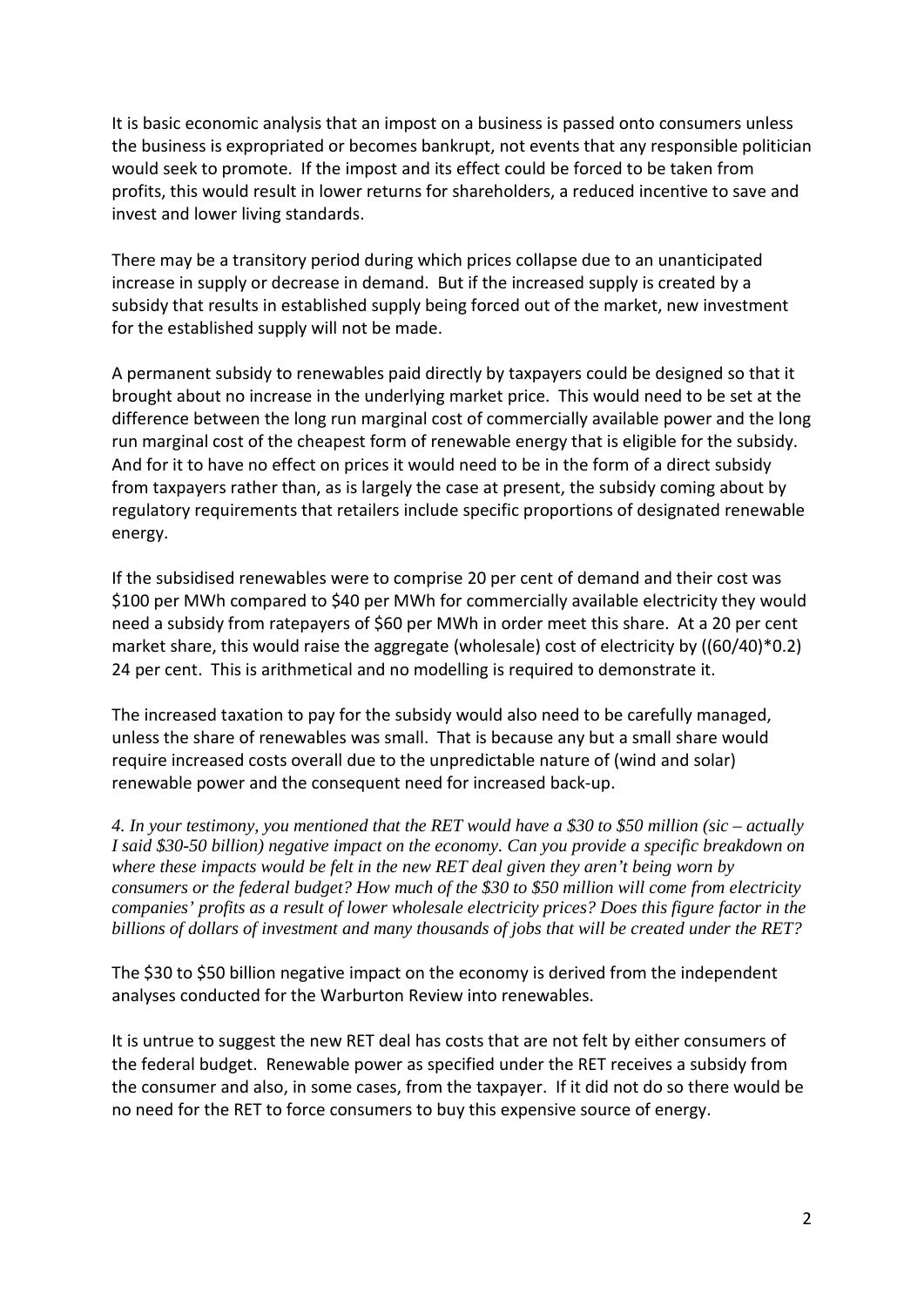It is basic economic analysis that an impost on a business is passed onto consumers unless the business is expropriated or becomes bankrupt, not events that any responsible politician would seek to promote. If the impost and its effect could be forced to be taken from profits, this would result in lower returns for shareholders, a reduced incentive to save and invest and lower living standards.

There may be a transitory period during which prices collapse due to an unanticipated increase in supply or decrease in demand. But if the increased supply is created by a subsidy that results in established supply being forced out of the market, new investment for the established supply will not be made.

A permanent subsidy to renewables paid directly by taxpayers could be designed so that it brought about no increase in the underlying market price. This would need to be set at the difference between the long run marginal cost of commercially available power and the long run marginal cost of the cheapest form of renewable energy that is eligible for the subsidy. And for it to have no effect on prices it would need to be in the form of a direct subsidy from taxpayers rather than, as is largely the case at present, the subsidy coming about by regulatory requirements that retailers include specific proportions of designated renewable energy.

If the subsidised renewables were to comprise 20 per cent of demand and their cost was \$100 per MWh compared to \$40 per MWh for commercially available electricity they would need a subsidy from ratepayers of \$60 per MWh in order meet this share. At a 20 per cent market share, this would raise the aggregate (wholesale) cost of electricity by ((60/40)*0.2) 24 per cent. This is arithmetical and no modelling is required to demonstrate it.

The increased taxation to pay for the subsidy would also need to be carefully managed, unless the share of renewables was small. That is because any but a small share would require increased costs overall due to the unpredictable nature of (wind and solar) renewable power and the consequent need for increased back-up.

*4. In your testimony, you mentioned that the RET would have a \$30 to \$50 million (sic – actually I said \$30-50 billion) negative impact on the economy. Can you provide a specific breakdown on where these impacts would be felt in the new RET deal given they aren't being worn by consumers or the federal budget? How much of the \$30 to \$50 million will come from electricity companies' profits as a result of lower wholesale electricity prices? Does this figure factor in the billions of dollars of investment and many thousands of jobs that will be created under the RET?*

The \$30 to \$50 billion negative impact on the economy is derived from the independent analyses conducted for the Warburton Review into renewables.

It is untrue to suggest the new RET deal has costs that are not felt by either consumers of the federal budget. Renewable power as specified under the RET receives a subsidy from the consumer and also, in some cases, from the taxpayer. If it did not do so there would be no need for the RET to force consumers to buy this expensive source of energy.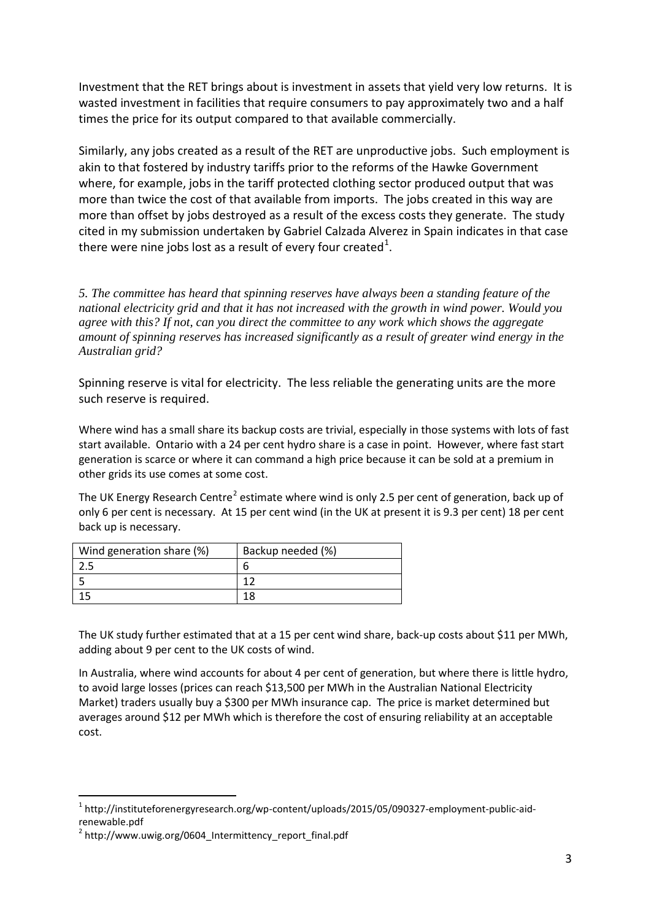Investment that the RET brings about is investment in assets that yield very low returns. It is wasted investment in facilities that require consumers to pay approximately two and a half times the price for its output compared to that available commercially.

Similarly, any jobs created as a result of the RET are unproductive jobs. Such employment is akin to that fostered by industry tariffs prior to the reforms of the Hawke Government where, for example, jobs in the tariff protected clothing sector produced output that was more than twice the cost of that available from imports. The jobs created in this way are more than offset by jobs destroyed as a result of the excess costs they generate. The study cited in my submission undertaken by Gabriel Calzada Alverez in Spain indicates in that case there were nine jobs lost as a result of every four created[1].

*5. The committee has heard that spinning reserves have always been a standing feature of the national electricity grid and that it has not increased with the growth in wind power. Would you agree with this? If not, can you direct the committee to any work which shows the aggregate amount of spinning reserves has increased significantly as a result of greater wind energy in the Australian grid?*

Spinning reserve is vital for electricity. The less reliable the generating units are the more such reserve is required.

Where wind has a small share its backup costs are trivial, especially in those systems with lots of fast start available. Ontario with a 24 per cent hydro share is a case in point. However, where fast start generation is scarce or where it can command a high price because it can be sold at a premium in other grids its use comes at some cost.

The UK Energy Research Centre[2] estimate where wind is only 2.5 per cent of generation, back up of only 6 per cent is necessary. At 15 per cent wind (in the UK at present it is 9.3 per cent) 18 per cent back up is necessary.

| Wind generation share (%) | Backup needed (%) |
| --- | --- |
| 2.5 | 6 |
| 5 | 12 |
| 15 | 18 |

The UK study further estimated that at a 15 per cent wind share, back-up costs about $11 per MWh, adding about 9 per cent to the UK costs of wind.

In Australia, where wind accounts for about 4 per cent of generation, but where there is little hydro, to avoid large losses (prices can reach $13,500 per MWh in the Australian National Electricity Market) traders usually buy a $300 per MWh insurance cap. The price is market determined but averages around $12 per MWh which is therefore the cost of ensuring reliability at an acceptable cost.

---

[1] http://instituteforenergyresearch.org/wp-content/uploads/2015/05/090327-employment-public-aid-renewable.pdf

[2] http://www.uwig.org/0604_Intermittency_report_final.pdf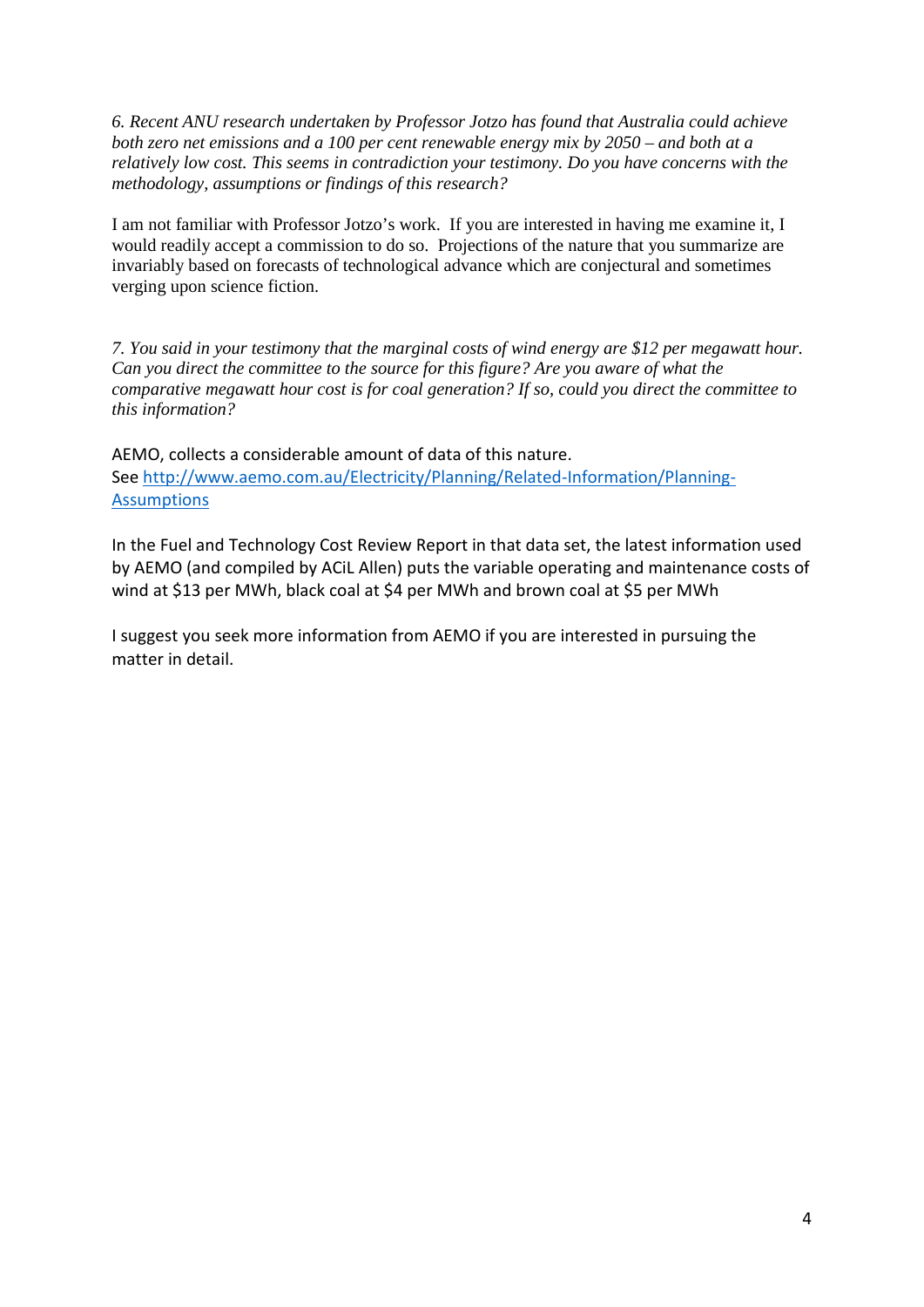*6. Recent ANU research undertaken by Professor Jotzo has found that Australia could achieve both zero net emissions and a 100 per cent renewable energy mix by 2050 – and both at a relatively low cost. This seems in contradiction your testimony. Do you have concerns with the methodology, assumptions or findings of this research?*

I am not familiar with Professor Jotzo's work. If you are interested in having me examine it, I would readily accept a commission to do so. Projections of the nature that you summarize are invariably based on forecasts of technological advance which are conjectural and sometimes verging upon science fiction.

*7. You said in your testimony that the marginal costs of wind energy are $12 per megawatt hour. Can you direct the committee to the source for this figure? Are you aware of what the comparative megawatt hour cost is for coal generation? If so, could you direct the committee to this information?*

AEMO, collects a considerable amount of data of this nature.
See [http://www.aemo.com.au/Electricity/Planning/Related-Information/Planning-Assumptions](http://www.aemo.com.au/Electricity/Planning/Related-Information/Planning-Assumptions)

In the Fuel and Technology Cost Review Report in that data set, the latest information used by AEMO (and compiled by ACiL Allen) puts the variable operating and maintenance costs of wind at $13 per MWh, black coal at $4 per MWh and brown coal at $5 per MWh

I suggest you seek more information from AEMO if you are interested in pursuing the matter in detail.